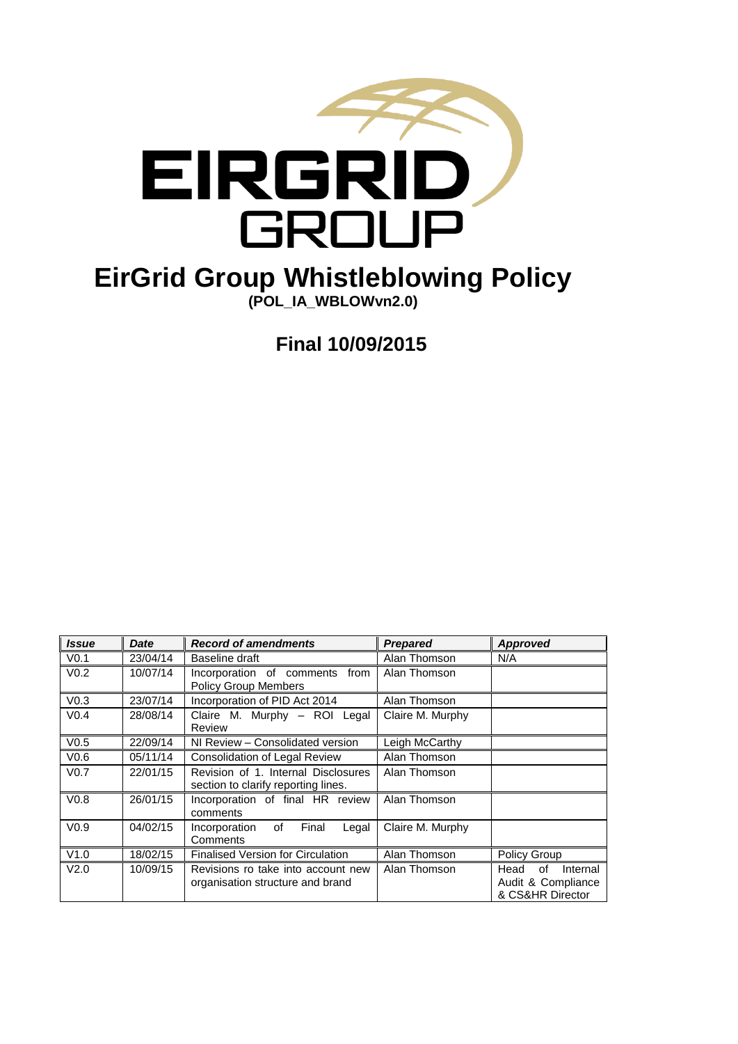EIRGRID GROUP

# EirGrid Group Whistleblowing Policy

**(POL_IA_WBLOWvn2.0)**

## Final 10/09/2015

| ***Issue*** | ***Date*** | ***Record of amendments*** | ***Prepared*** | ***Approved*** |
|---|---|---|---|---|
| V0.1 | 23/04/14 | Baseline draft | Alan Thomson | N/A |
| V0.2 | 10/07/14 | Incorporation of comments from Policy Group Members | Alan Thomson | |
| V0.3 | 23/07/14 | Incorporation of PID Act 2014 | Alan Thomson | |
| V0.4 | 28/08/14 | Claire M. Murphy – ROI Legal Review | Claire M. Murphy | |
| V0.5 | 22/09/14 | NI Review – Consolidated version | Leigh McCarthy | |
| V0.6 | 05/11/14 | Consolidation of Legal Review | Alan Thomson | |
| V0.7 | 22/01/15 | Revision of 1. Internal Disclosures section to clarify reporting lines. | Alan Thomson | |
| V0.8 | 26/01/15 | Incorporation of final HR review comments | Alan Thomson | |
| V0.9 | 04/02/15 | Incorporation of Final Legal Comments | Claire M. Murphy | |
| V1.0 | 18/02/15 | Finalised Version for Circulation | Alan Thomson | Policy Group |
| V2.0 | 10/09/15 | Revisions ro take into account new organisation structure and brand | Alan Thomson | Head of Internal Audit & Compliance & CS&HR Director |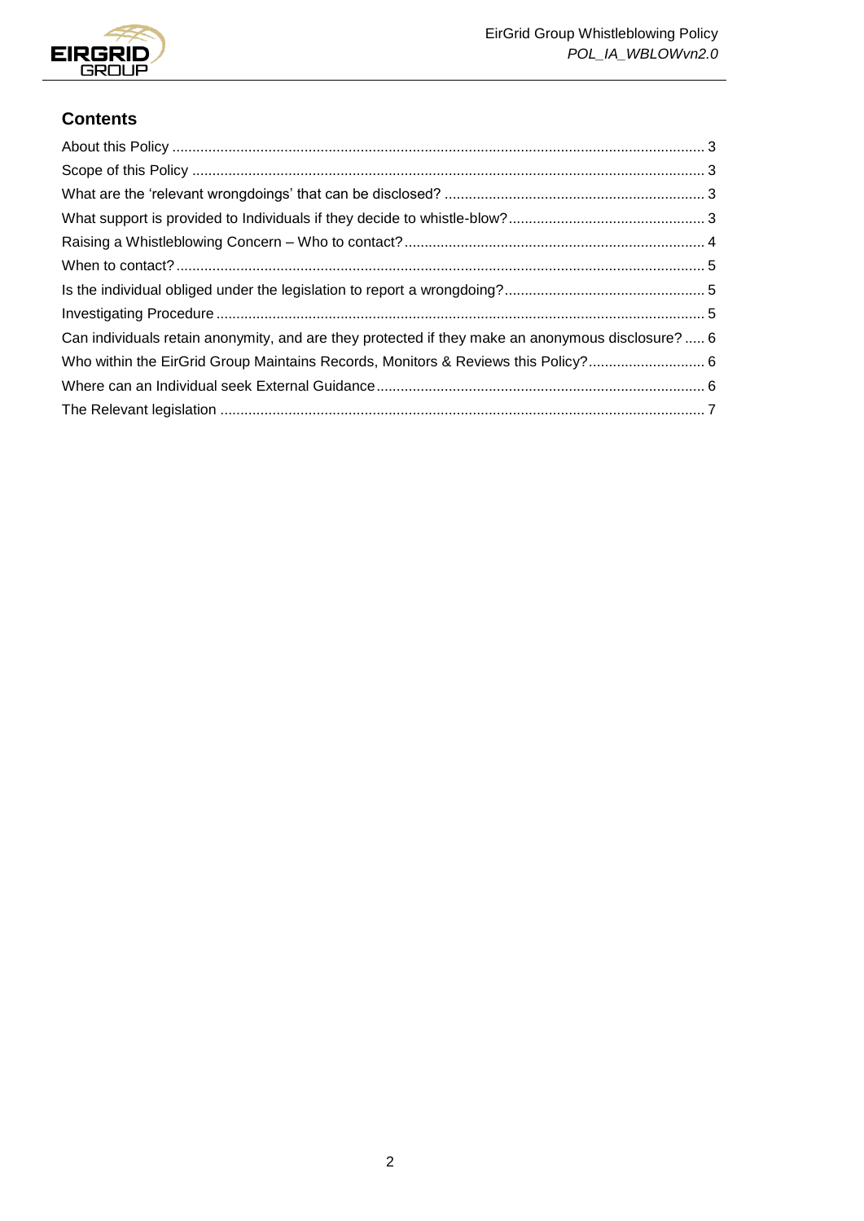## Contents

About this Policy ........................................................................................................................... 3
Scope of this Policy ....................................................................................................................... 3
What are the 'relevant wrongdoings' that can be disclosed? ......................................................... 3
What support is provided to Individuals if they decide to whistle-blow? ......................................... 3
Raising a Whistleblowing Concern – Who to contact? ................................................................... 4
When to contact? ........................................................................................................................... 5
Is the individual obliged under the legislation to report a wrongdoing? ........................................... 5
Investigating Procedure ................................................................................................................. 5
Can individuals retain anonymity, and are they protected if they make an anonymous disclosure? ..... 6
Who within the EirGrid Group Maintains Records, Monitors & Reviews this Policy? ........................... 6
Where can an Individual seek External Guidance ........................................................................... 6
The Relevant legislation ................................................................................................................ 7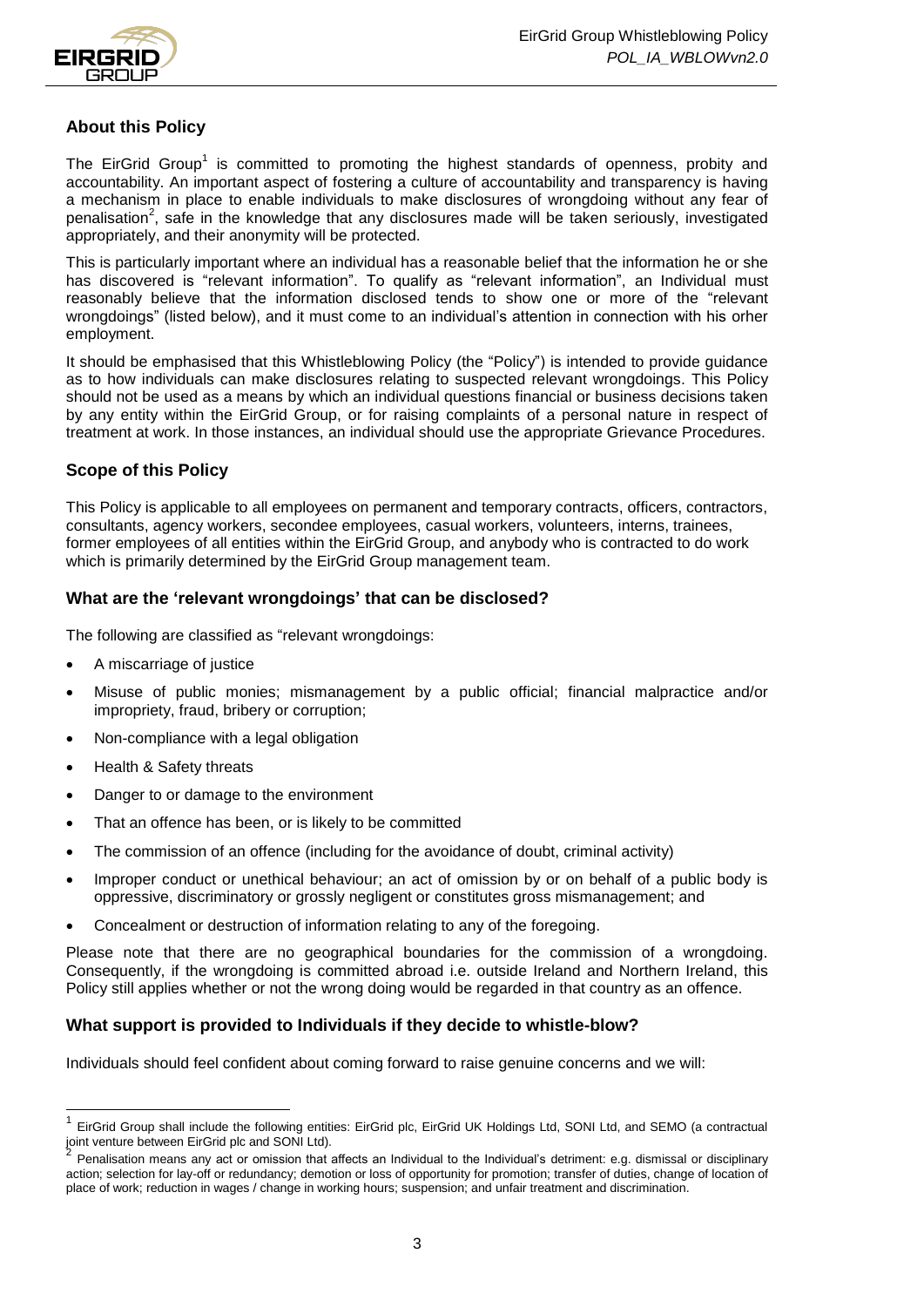## About this Policy

The EirGrid Group[1] is committed to promoting the highest standards of openness, probity and accountability. An important aspect of fostering a culture of accountability and transparency is having a mechanism in place to enable individuals to make disclosures of wrongdoing without any fear of penalisation[2], safe in the knowledge that any disclosures made will be taken seriously, investigated appropriately, and their anonymity will be protected.

This is particularly important where an individual has a reasonable belief that the information he or she has discovered is "relevant information". To qualify as "relevant information", an Individual must reasonably believe that the information disclosed tends to show one or more of the "relevant wrongdoings" (listed below), and it must come to an individual's attention in connection with his orher employment.

It should be emphasised that this Whistleblowing Policy (the "Policy") is intended to provide guidance as to how individuals can make disclosures relating to suspected relevant wrongdoings. This Policy should not be used as a means by which an individual questions financial or business decisions taken by any entity within the EirGrid Group, or for raising complaints of a personal nature in respect of treatment at work. In those instances, an individual should use the appropriate Grievance Procedures.

## Scope of this Policy

This Policy is applicable to all employees on permanent and temporary contracts, officers, contractors, consultants, agency workers, secondee employees, casual workers, volunteers, interns, trainees, former employees of all entities within the EirGrid Group, and anybody who is contracted to do work which is primarily determined by the EirGrid Group management team.

## What are the 'relevant wrongdoings' that can be disclosed?

The following are classified as "relevant wrongdoings:

- A miscarriage of justice
- Misuse of public monies; mismanagement by a public official; financial malpractice and/or impropriety, fraud, bribery or corruption;
- Non-compliance with a legal obligation
- Health & Safety threats
- Danger to or damage to the environment
- That an offence has been, or is likely to be committed
- The commission of an offence (including for the avoidance of doubt, criminal activity)
- Improper conduct or unethical behaviour; an act of omission by or on behalf of a public body is oppressive, discriminatory or grossly negligent or constitutes gross mismanagement; and
- Concealment or destruction of information relating to any of the foregoing.

Please note that there are no geographical boundaries for the commission of a wrongdoing. Consequently, if the wrongdoing is committed abroad i.e. outside Ireland and Northern Ireland, this Policy still applies whether or not the wrong doing would be regarded in that country as an offence.

## What support is provided to Individuals if they decide to whistle-blow?

Individuals should feel confident about coming forward to raise genuine concerns and we will:

---

[1] EirGrid Group shall include the following entities: EirGrid plc, EirGrid UK Holdings Ltd, SONI Ltd, and SEMO (a contractual joint venture between EirGrid plc and SONI Ltd).

[2] Penalisation means any act or omission that affects an Individual to the Individual's detriment: e.g. dismissal or disciplinary action; selection for lay-off or redundancy; demotion or loss of opportunity for promotion; transfer of duties, change of location of place of work; reduction in wages / change in working hours; suspension; and unfair treatment and discrimination.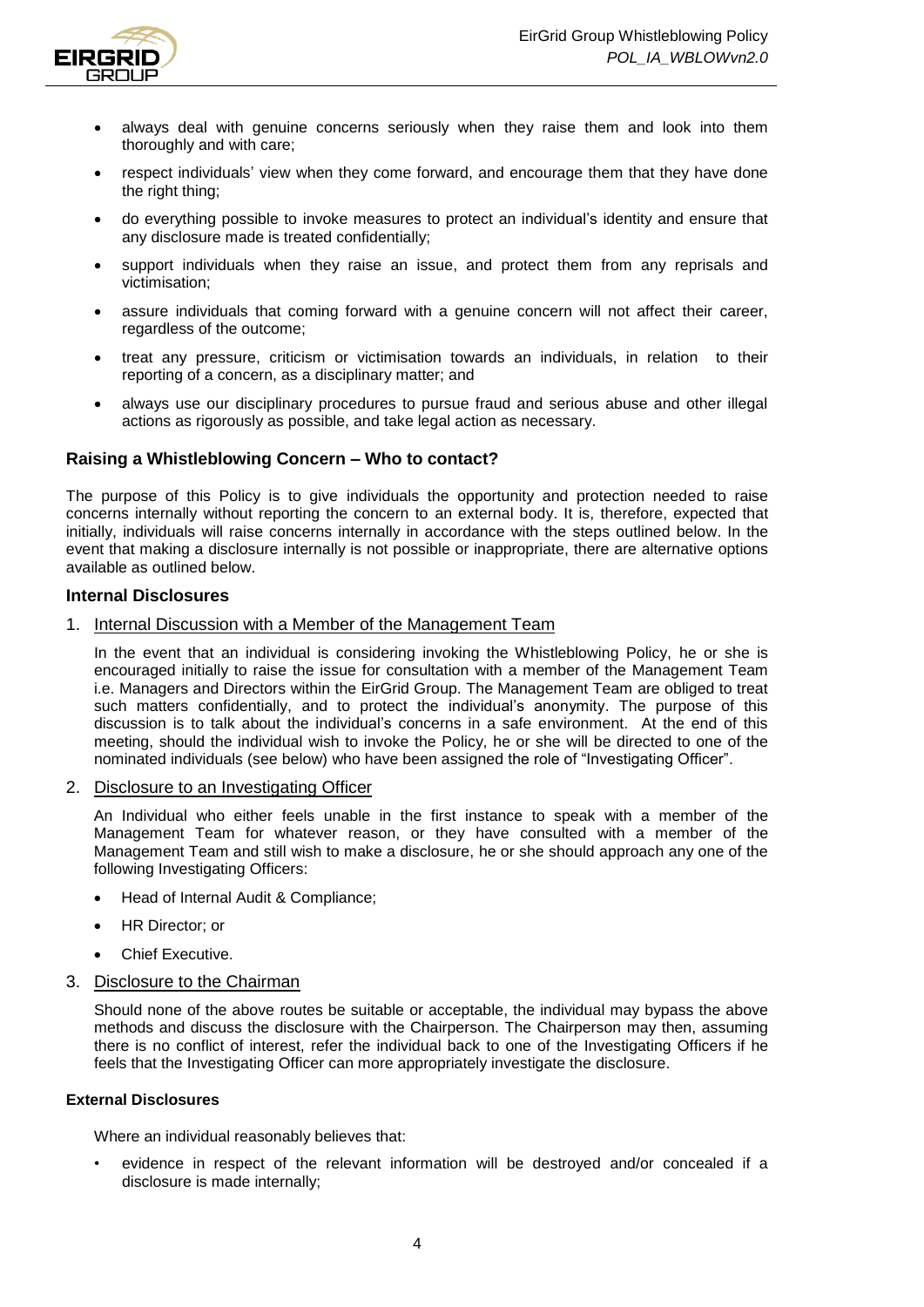- always deal with genuine concerns seriously when they raise them and look into them thoroughly and with care;
- respect individuals' view when they come forward, and encourage them that they have done the right thing;
- do everything possible to invoke measures to protect an individual's identity and ensure that any disclosure made is treated confidentially;
- support individuals when they raise an issue, and protect them from any reprisals and victimisation;
- assure individuals that coming forward with a genuine concern will not affect their career, regardless of the outcome;
- treat any pressure, criticism or victimisation towards an individuals, in relation to their reporting of a concern, as a disciplinary matter; and
- always use our disciplinary procedures to pursue fraud and serious abuse and other illegal actions as rigorously as possible, and take legal action as necessary.

## Raising a Whistleblowing Concern – Who to contact?

The purpose of this Policy is to give individuals the opportunity and protection needed to raise concerns internally without reporting the concern to an external body. It is, therefore, expected that initially, individuals will raise concerns internally in accordance with the steps outlined below. In the event that making a disclosure internally is not possible or inappropriate, there are alternative options available as outlined below.

### Internal Disclosures

1. <u>Internal Discussion with a Member of the Management Team</u>

   In the event that an individual is considering invoking the Whistleblowing Policy, he or she is encouraged initially to raise the issue for consultation with a member of the Management Team i.e. Managers and Directors within the EirGrid Group. The Management Team are obliged to treat such matters confidentially, and to protect the individual's anonymity. The purpose of this discussion is to talk about the individual's concerns in a safe environment. At the end of this meeting, should the individual wish to invoke the Policy, he or she will be directed to one of the nominated individuals (see below) who have been assigned the role of "Investigating Officer".

2. <u>Disclosure to an Investigating Officer</u>

   An Individual who either feels unable in the first instance to speak with a member of the Management Team for whatever reason, or they have consulted with a member of the Management Team and still wish to make a disclosure, he or she should approach any one of the following Investigating Officers:

   - Head of Internal Audit & Compliance;
   - HR Director; or
   - Chief Executive.

3. <u>Disclosure to the Chairman</u>

   Should none of the above routes be suitable or acceptable, the individual may bypass the above methods and discuss the disclosure with the Chairperson. The Chairperson may then, assuming there is no conflict of interest, refer the individual back to one of the Investigating Officers if he feels that the Investigating Officer can more appropriately investigate the disclosure.

#### External Disclosures

Where an individual reasonably believes that:

- evidence in respect of the relevant information will be destroyed and/or concealed if a disclosure is made internally;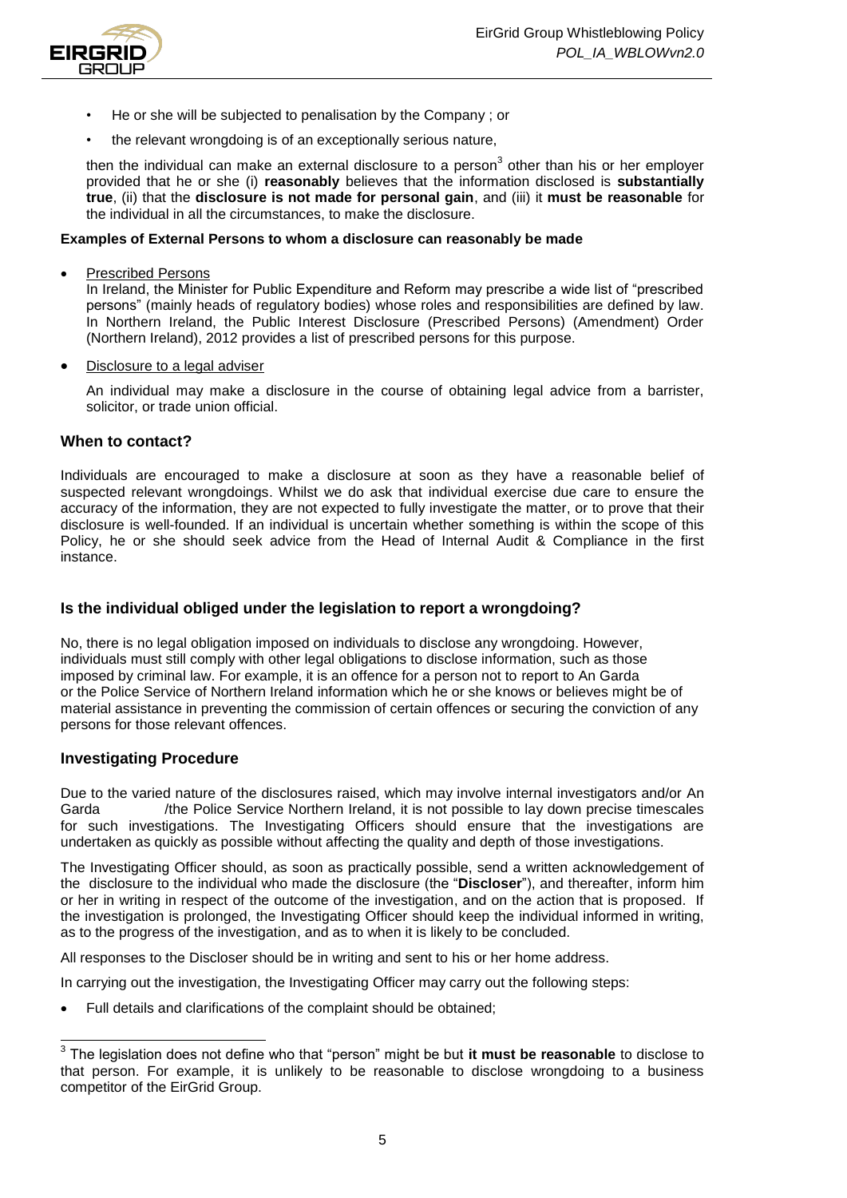- He or she will be subjected to penalisation by the Company ; or
- the relevant wrongdoing is of an exceptionally serious nature,

then the individual can make an external disclosure to a person[3] other than his or her employer provided that he or she (i) **reasonably** believes that the information disclosed is **substantially true**, (ii) that the **disclosure is not made for personal gain**, and (iii) it **must be reasonable** for the individual in all the circumstances, to make the disclosure.

**Examples of External Persons to whom a disclosure can reasonably be made**

- Prescribed Persons

  In Ireland, the Minister for Public Expenditure and Reform may prescribe a wide list of "prescribed persons" (mainly heads of regulatory bodies) whose roles and responsibilities are defined by law. In Northern Ireland, the Public Interest Disclosure (Prescribed Persons) (Amendment) Order (Northern Ireland), 2012 provides a list of prescribed persons for this purpose.

- Disclosure to a legal adviser

  An individual may make a disclosure in the course of obtaining legal advice from a barrister, solicitor, or trade union official.

### When to contact?

Individuals are encouraged to make a disclosure at soon as they have a reasonable belief of suspected relevant wrongdoings. Whilst we do ask that individual exercise due care to ensure the accuracy of the information, they are not expected to fully investigate the matter, or to prove that their disclosure is well-founded. If an individual is uncertain whether something is within the scope of this Policy, he or she should seek advice from the Head of Internal Audit & Compliance in the first instance.

### Is the individual obliged under the legislation to report a wrongdoing?

No, there is no legal obligation imposed on individuals to disclose any wrongdoing. However, individuals must still comply with other legal obligations to disclose information, such as those imposed by criminal law. For example, it is an offence for a person not to report to An Garda or the Police Service of Northern Ireland information which he or she knows or believes might be of material assistance in preventing the commission of certain offences or securing the conviction of any persons for those relevant offences.

### Investigating Procedure

Due to the varied nature of the disclosures raised, which may involve internal investigators and/or An Garda /the Police Service Northern Ireland, it is not possible to lay down precise timescales for such investigations. The Investigating Officers should ensure that the investigations are undertaken as quickly as possible without affecting the quality and depth of those investigations.

The Investigating Officer should, as soon as practically possible, send a written acknowledgement of the disclosure to the individual who made the disclosure (the "**Discloser**"), and thereafter, inform him or her in writing in respect of the outcome of the investigation, and on the action that is proposed. If the investigation is prolonged, the Investigating Officer should keep the individual informed in writing, as to the progress of the investigation, and as to when it is likely to be concluded.

All responses to the Discloser should be in writing and sent to his or her home address.

In carrying out the investigation, the Investigating Officer may carry out the following steps:

- Full details and clarifications of the complaint should be obtained;

[3] The legislation does not define who that "person" might be but **it must be reasonable** to disclose to that person. For example, it is unlikely to be reasonable to disclose wrongdoing to a business competitor of the EirGrid Group.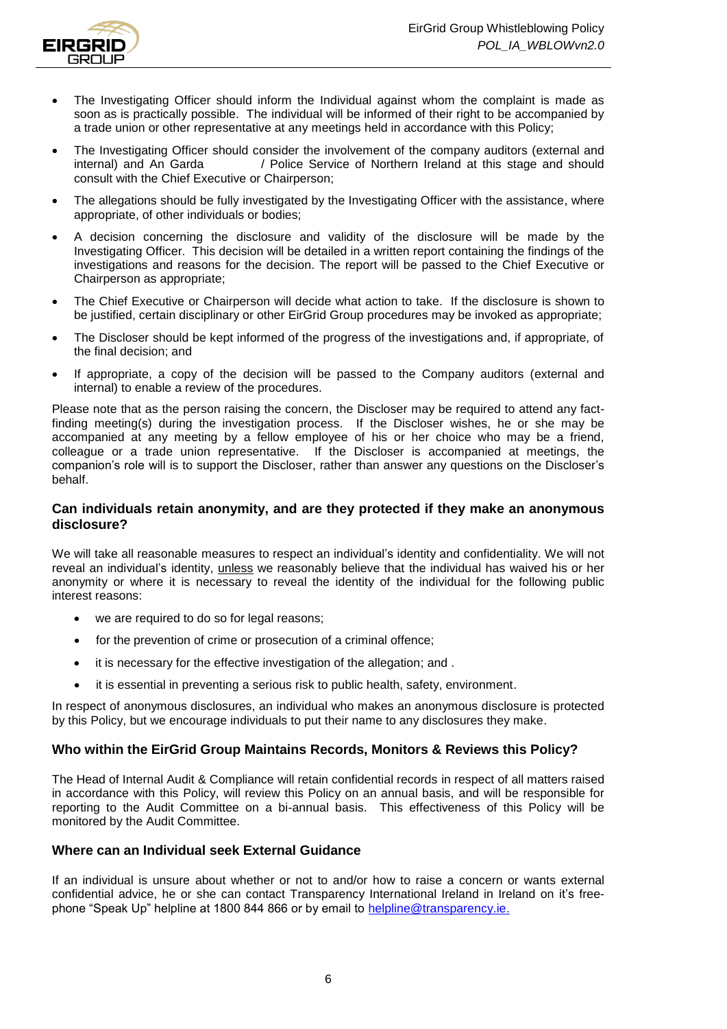- The Investigating Officer should inform the Individual against whom the complaint is made as soon as is practically possible. The individual will be informed of their right to be accompanied by a trade union or other representative at any meetings held in accordance with this Policy;
- The Investigating Officer should consider the involvement of the company auditors (external and internal) and An Garda / Police Service of Northern Ireland at this stage and should consult with the Chief Executive or Chairperson;
- The allegations should be fully investigated by the Investigating Officer with the assistance, where appropriate, of other individuals or bodies;
- A decision concerning the disclosure and validity of the disclosure will be made by the Investigating Officer. This decision will be detailed in a written report containing the findings of the investigations and reasons for the decision. The report will be passed to the Chief Executive or Chairperson as appropriate;
- The Chief Executive or Chairperson will decide what action to take. If the disclosure is shown to be justified, certain disciplinary or other EirGrid Group procedures may be invoked as appropriate;
- The Discloser should be kept informed of the progress of the investigations and, if appropriate, of the final decision; and
- If appropriate, a copy of the decision will be passed to the Company auditors (external and internal) to enable a review of the procedures.

Please note that as the person raising the concern, the Discloser may be required to attend any fact-finding meeting(s) during the investigation process. If the Discloser wishes, he or she may be accompanied at any meeting by a fellow employee of his or her choice who may be a friend, colleague or a trade union representative. If the Discloser is accompanied at meetings, the companion's role will is to support the Discloser, rather than answer any questions on the Discloser's behalf.

### Can individuals retain anonymity, and are they protected if they make an anonymous disclosure?

We will take all reasonable measures to respect an individual's identity and confidentiality. We will not reveal an individual's identity, <u>unless</u> we reasonably believe that the individual has waived his or her anonymity or where it is necessary to reveal the identity of the individual for the following public interest reasons:

- we are required to do so for legal reasons;
- for the prevention of crime or prosecution of a criminal offence;
- it is necessary for the effective investigation of the allegation; and .
- it is essential in preventing a serious risk to public health, safety, environment.

In respect of anonymous disclosures, an individual who makes an anonymous disclosure is protected by this Policy, but we encourage individuals to put their name to any disclosures they make.

### Who within the EirGrid Group Maintains Records, Monitors & Reviews this Policy?

The Head of Internal Audit & Compliance will retain confidential records in respect of all matters raised in accordance with this Policy, will review this Policy on an annual basis, and will be responsible for reporting to the Audit Committee on a bi-annual basis. This effectiveness of this Policy will be monitored by the Audit Committee.

### Where can an Individual seek External Guidance

If an individual is unsure about whether or not to and/or how to raise a concern or wants external confidential advice, he or she can contact Transparency International Ireland in Ireland on it's free-phone "Speak Up" helpline at 1800 844 866 or by email to helpline@transparency.ie.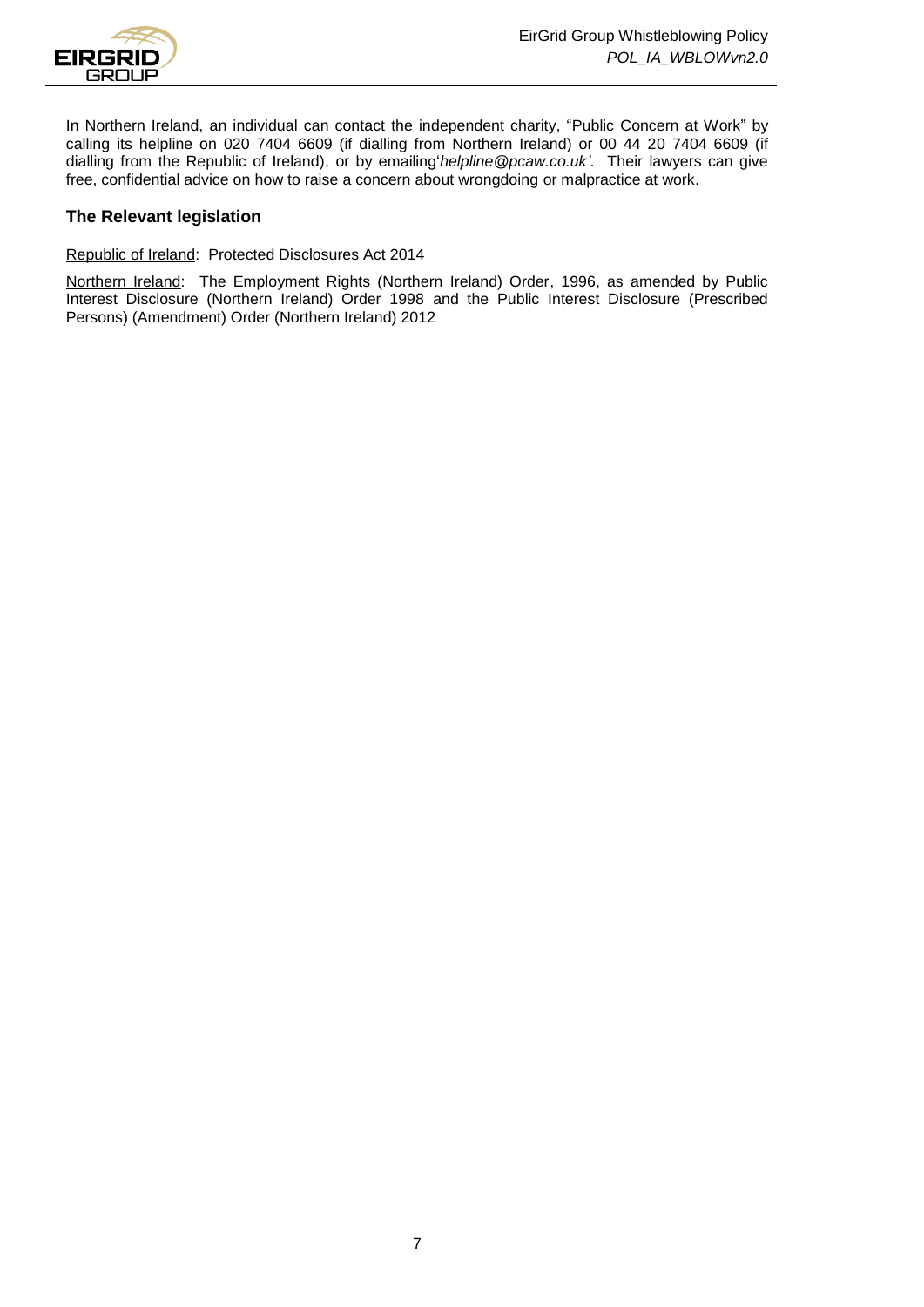In Northern Ireland, an individual can contact the independent charity, "Public Concern at Work" by calling its helpline on 020 7404 6609 (if dialling from Northern Ireland) or 00 44 20 7404 6609 (if dialling from the Republic of Ireland), or by emailing'*helpline@pcaw.co.uk'*. Their lawyers can give free, confidential advice on how to raise a concern about wrongdoing or malpractice at work.

## The Relevant legislation

<u>Republic of Ireland</u>: Protected Disclosures Act 2014

<u>Northern Ireland</u>: The Employment Rights (Northern Ireland) Order, 1996, as amended by Public Interest Disclosure (Northern Ireland) Order 1998 and the Public Interest Disclosure (Prescribed Persons) (Amendment) Order (Northern Ireland) 2012